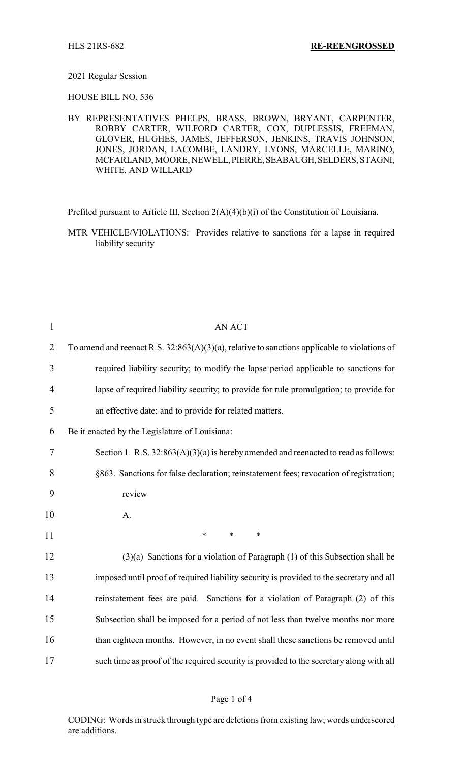HLS 21RS-682 **RE-REENGROSSED**

2021 Regular Session

HOUSE BILL NO. 536

BY REPRESENTATIVES PHELPS, BRASS, BROWN, BRYANT, CARPENTER, ROBBY CARTER, WILFORD CARTER, COX, DUPLESSIS, FREEMAN, GLOVER, HUGHES, JAMES, JEFFERSON, JENKINS, TRAVIS JOHNSON, JONES, JORDAN, LACOMBE, LANDRY, LYONS, MARCELLE, MARINO, MCFARLAND, MOORE, NEWELL, PIERRE, SEABAUGH, SELDERS, STAGNI, WHITE, AND WILLARD

Prefiled pursuant to Article III, Section 2(A)(4)(b)(i) of the Constitution of Louisiana.

MTR VEHICLE/VIOLATIONS: Provides relative to sanctions for a lapse in required liability security

AN ACT

To amend and reenact R.S. 32:863(A)(3)(a), relative to sanctions applicable to violations of required liability security; to modify the lapse period applicable to sanctions for lapse of required liability security; to provide for rule promulgation; to provide for an effective date; and to provide for related matters.

Be it enacted by the Legislature of Louisiana:

Section 1. R.S. 32:863(A)(3)(a) is hereby amended and reenacted to read as follows:

§863. Sanctions for false declaration; reinstatement fees; revocation of registration; review

A.

\* \* \*

(3)(a) Sanctions for a violation of Paragraph (1) of this Subsection shall be imposed until proof of required liability security is provided to the secretary and all reinstatement fees are paid. Sanctions for a violation of Paragraph (2) of this Subsection shall be imposed for a period of not less than twelve months nor more than eighteen months. However, in no event shall these sanctions be removed until such time as proof of the required security is provided to the secretary along with all

CODING: Words in ~~struck through~~ type are deletions from existing law; words <u>underscored</u> are additions.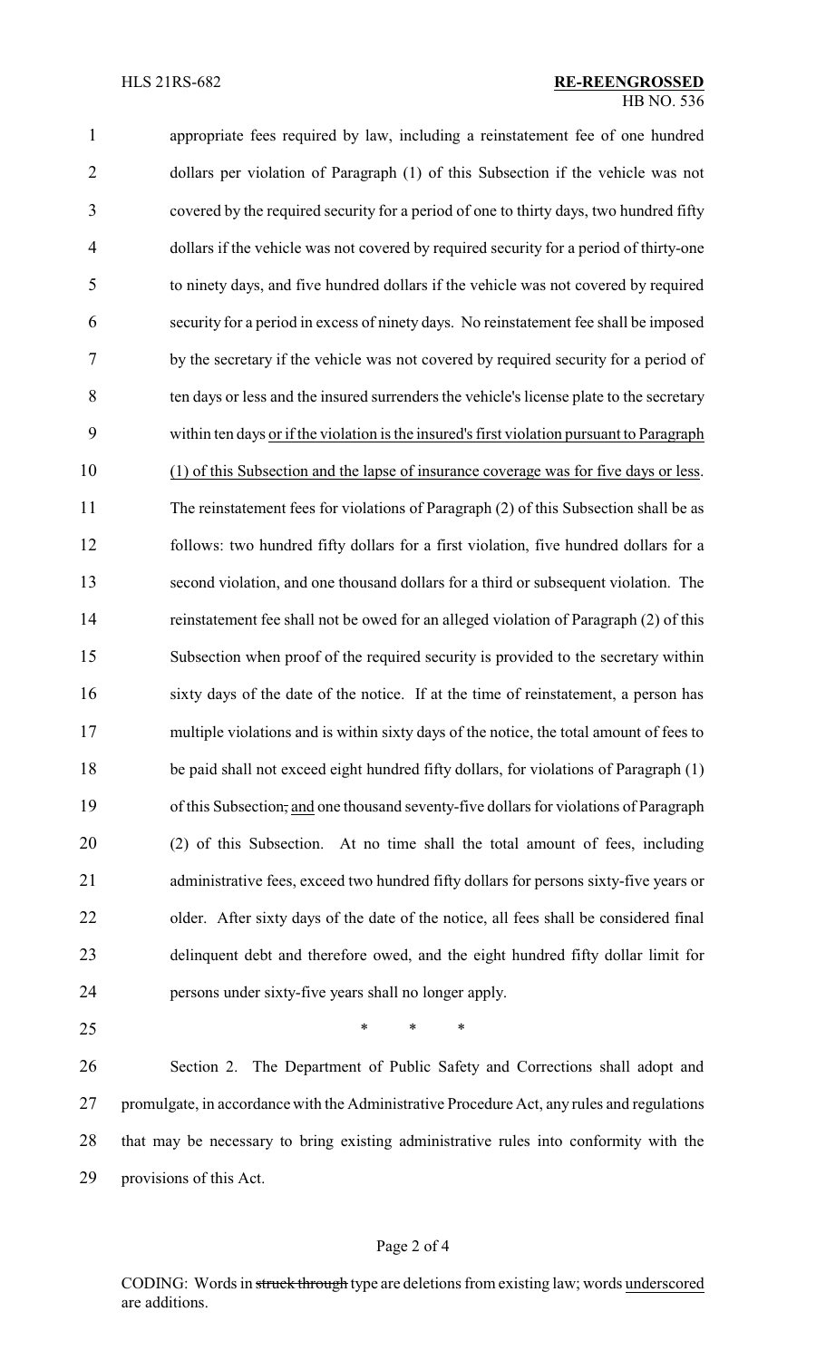appropriate fees required by law, including a reinstatement fee of one hundred dollars per violation of Paragraph (1) of this Subsection if the vehicle was not covered by the required security for a period of one to thirty days, two hundred fifty dollars if the vehicle was not covered by required security for a period of thirty-one to ninety days, and five hundred dollars if the vehicle was not covered by required security for a period in excess of ninety days. No reinstatement fee shall be imposed by the secretary if the vehicle was not covered by required security for a period of ten days or less and the insured surrenders the vehicle's license plate to the secretary within ten days <u>or if the violation is the insured's first violation pursuant to Paragraph (1) of this Subsection and the lapse of insurance coverage was for five days or less</u>. The reinstatement fees for violations of Paragraph (2) of this Subsection shall be as follows: two hundred fifty dollars for a first violation, five hundred dollars for a second violation, and one thousand dollars for a third or subsequent violation. The reinstatement fee shall not be owed for an alleged violation of Paragraph (2) of this Subsection when proof of the required security is provided to the secretary within sixty days of the date of the notice. If at the time of reinstatement, a person has multiple violations and is within sixty days of the notice, the total amount of fees to be paid shall not exceed eight hundred fifty dollars, for violations of Paragraph (1) of this Subsection~~,~~ <u>and</u> one thousand seventy-five dollars for violations of Paragraph (2) of this Subsection. At no time shall the total amount of fees, including administrative fees, exceed two hundred fifty dollars for persons sixty-five years or older. After sixty days of the date of the notice, all fees shall be considered final delinquent debt and therefore owed, and the eight hundred fifty dollar limit for persons under sixty-five years shall no longer apply.

\* \* \*

Section 2. The Department of Public Safety and Corrections shall adopt and promulgate, in accordance with the Administrative Procedure Act, any rules and regulations that may be necessary to bring existing administrative rules into conformity with the provisions of this Act.

CODING: Words in ~~struck through~~ type are deletions from existing law; words <u>underscored</u> are additions.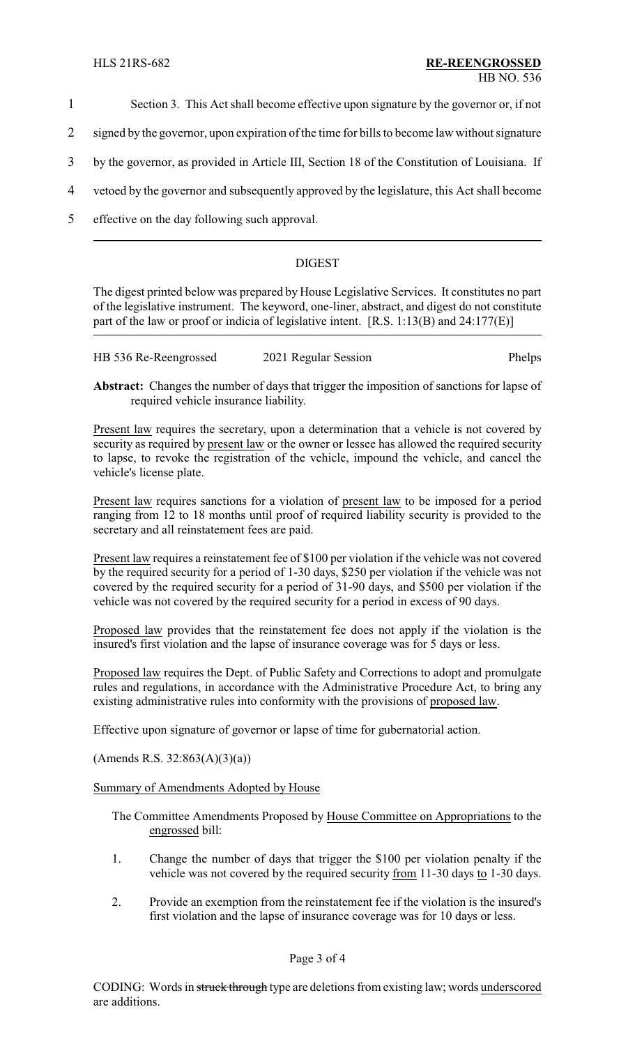Section 3. This Act shall become effective upon signature by the governor or, if not signed by the governor, upon expiration of the time for bills to become law without signature by the governor, as provided in Article III, Section 18 of the Constitution of Louisiana. If vetoed by the governor and subsequently approved by the legislature, this Act shall become effective on the day following such approval.

---

## DIGEST

The digest printed below was prepared by House Legislative Services. It constitutes no part of the legislative instrument. The keyword, one-liner, abstract, and digest do not constitute part of the law or proof or indicia of legislative intent. [R.S. 1:13(B) and 24:177(E)]

HB 536 Re-Reengrossed    2021 Regular Session    Phelps

**Abstract:** Changes the number of days that trigger the imposition of sanctions for lapse of required vehicle insurance liability.

Present law requires the secretary, upon a determination that a vehicle is not covered by security as required by present law or the owner or lessee has allowed the required security to lapse, to revoke the registration of the vehicle, impound the vehicle, and cancel the vehicle's license plate.

Present law requires sanctions for a violation of present law to be imposed for a period ranging from 12 to 18 months until proof of required liability security is provided to the secretary and all reinstatement fees are paid.

Present law requires a reinstatement fee of $100 per violation if the vehicle was not covered by the required security for a period of 1-30 days, $250 per violation if the vehicle was not covered by the required security for a period of 31-90 days, and $500 per violation if the vehicle was not covered by the required security for a period in excess of 90 days.

Proposed law provides that the reinstatement fee does not apply if the violation is the insured's first violation and the lapse of insurance coverage was for 5 days or less.

Proposed law requires the Dept. of Public Safety and Corrections to adopt and promulgate rules and regulations, in accordance with the Administrative Procedure Act, to bring any existing administrative rules into conformity with the provisions of proposed law.

Effective upon signature of governor or lapse of time for gubernatorial action.

(Amends R.S. 32:863(A)(3)(a))

Summary of Amendments Adopted by House

The Committee Amendments Proposed by House Committee on Appropriations to the engrossed bill:

1. Change the number of days that trigger the $100 per violation penalty if the vehicle was not covered by the required security from 11-30 days to 1-30 days.

2. Provide an exemption from the reinstatement fee if the violation is the insured's first violation and the lapse of insurance coverage was for 10 days or less.

CODING: Words in struck through type are deletions from existing law; words underscored are additions.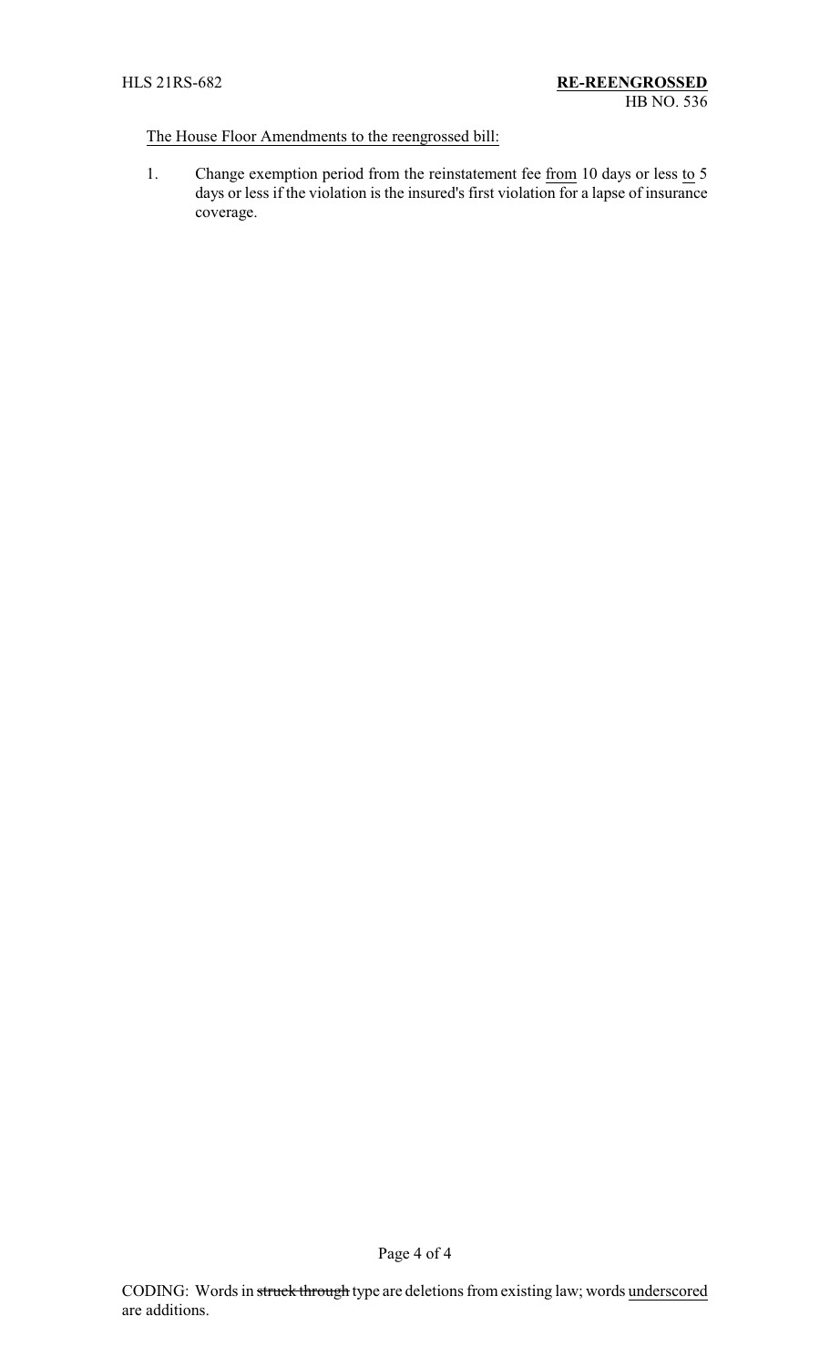The House Floor Amendments to the reengrossed bill:

1. Change exemption period from the reinstatement fee from 10 days or less to 5 days or less if the violation is the insured's first violation for a lapse of insurance coverage.